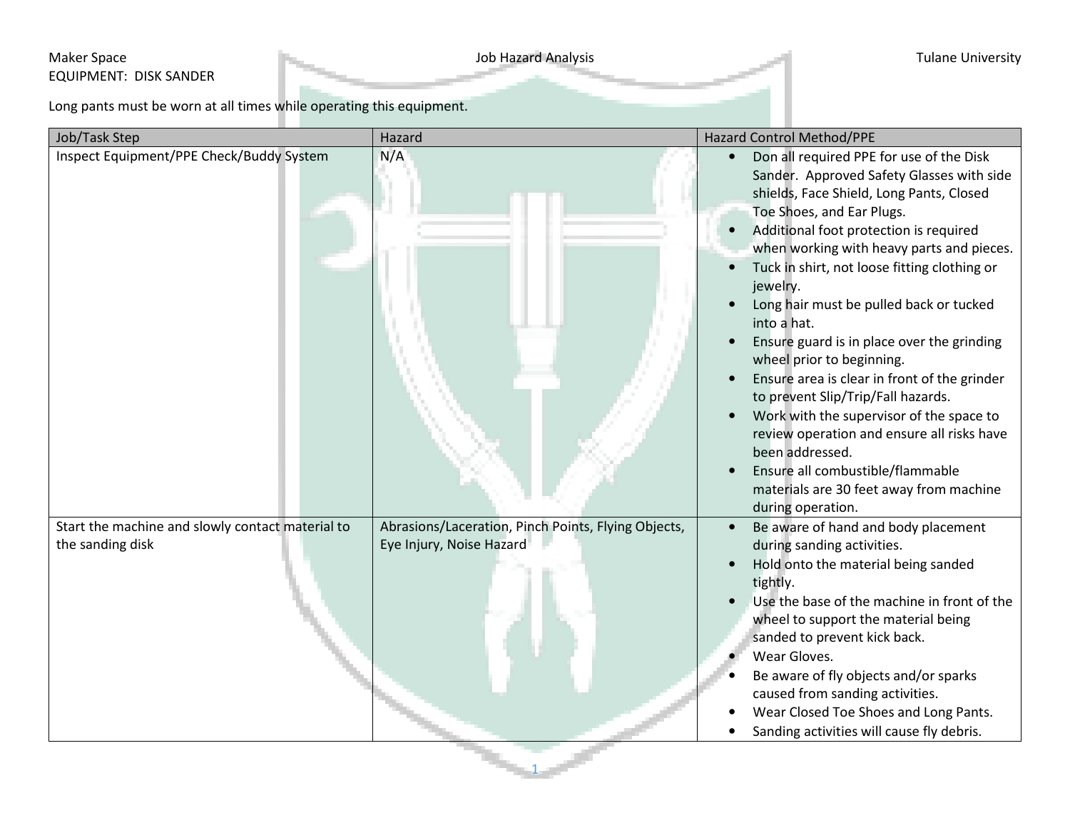Maker Space

EQUIPMENT: DISK SANDER

Job Hazard Analysis

Tulane University

Long pants must be worn at all times while operating this equipment.

| Job/Task Step | Hazard | Hazard Control Method/PPE |
|---|---|---|
| Inspect Equipment/PPE Check/Buddy System | N/A | • Don all required PPE for use of the Disk Sander. Approved Safety Glasses with side shields, Face Shield, Long Pants, Closed Toe Shoes, and Ear Plugs.<br>• Additional foot protection is required when working with heavy parts and pieces.<br>• Tuck in shirt, not loose fitting clothing or jewelry.<br>• Long hair must be pulled back or tucked into a hat.<br>• Ensure guard is in place over the grinding wheel prior to beginning.<br>• Ensure area is clear in front of the grinder to prevent Slip/Trip/Fall hazards.<br>• Work with the supervisor of the space to review operation and ensure all risks have been addressed.<br>• Ensure all combustible/flammable materials are 30 feet away from machine during operation. |
| Start the machine and slowly contact material to the sanding disk | Abrasions/Laceration, Pinch Points, Flying Objects, Eye Injury, Noise Hazard | • Be aware of hand and body placement during sanding activities.<br>• Hold onto the material being sanded tightly.<br>• Use the base of the machine in front of the wheel to support the material being sanded to prevent kick back.<br>• Wear Gloves.<br>• Be aware of fly objects and/or sparks caused from sanding activities.<br>• Wear Closed Toe Shoes and Long Pants.<br>• Sanding activities will cause fly debris. |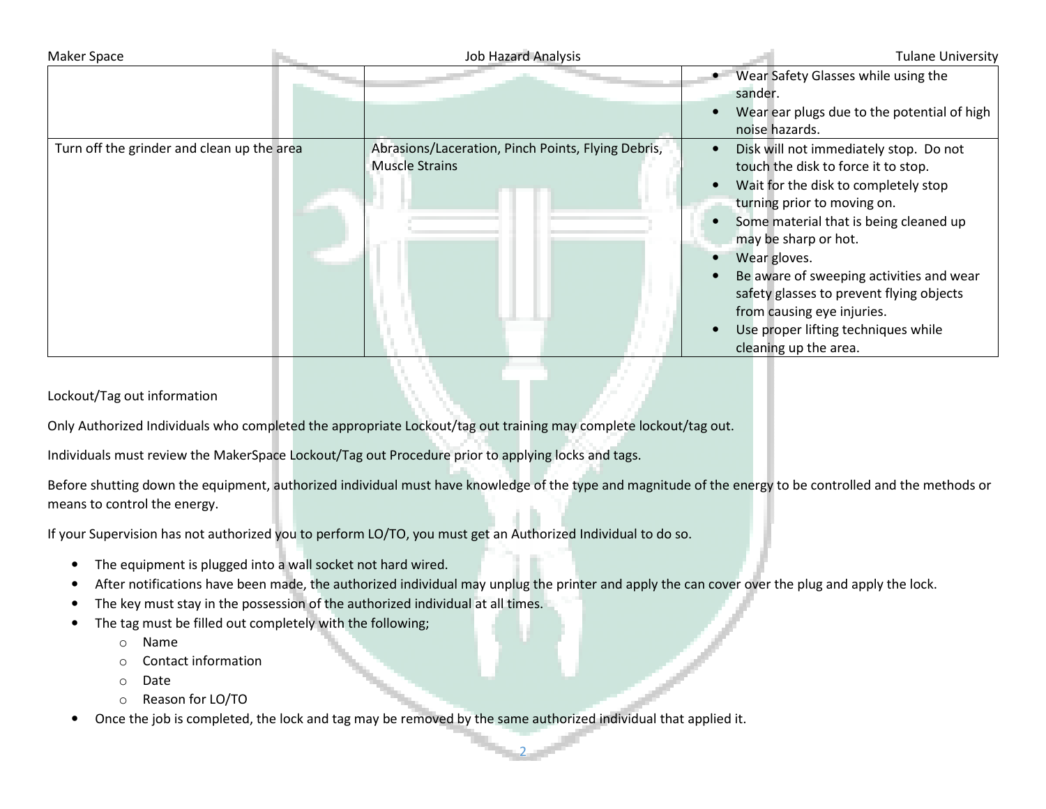| | | |
|---|---|---|
| | | • Wear Safety Glasses while using the sander.<br>• Wear ear plugs due to the potential of high noise hazards. |
| Turn off the grinder and clean up the area | Abrasions/Laceration, Pinch Points, Flying Debris, Muscle Strains | • Disk will not immediately stop. Do not touch the disk to force it to stop.<br>• Wait for the disk to completely stop turning prior to moving on.<br>• Some material that is being cleaned up may be sharp or hot.<br>• Wear gloves.<br>• Be aware of sweeping activities and wear safety glasses to prevent flying objects from causing eye injuries.<br>• Use proper lifting techniques while cleaning up the area. |

Lockout/Tag out information

Only Authorized Individuals who completed the appropriate Lockout/tag out training may complete lockout/tag out.

Individuals must review the MakerSpace Lockout/Tag out Procedure prior to applying locks and tags.

Before shutting down the equipment, authorized individual must have knowledge of the type and magnitude of the energy to be controlled and the methods or means to control the energy.

If your Supervision has not authorized you to perform LO/TO, you must get an Authorized Individual to do so.

- The equipment is plugged into a wall socket not hard wired.
- After notifications have been made, the authorized individual may unplug the printer and apply the can cover over the plug and apply the lock.
- The key must stay in the possession of the authorized individual at all times.
- The tag must be filled out completely with the following;
  - Name
  - Contact information
  - Date
  - Reason for LO/TO
- Once the job is completed, the lock and tag may be removed by the same authorized individual that applied it.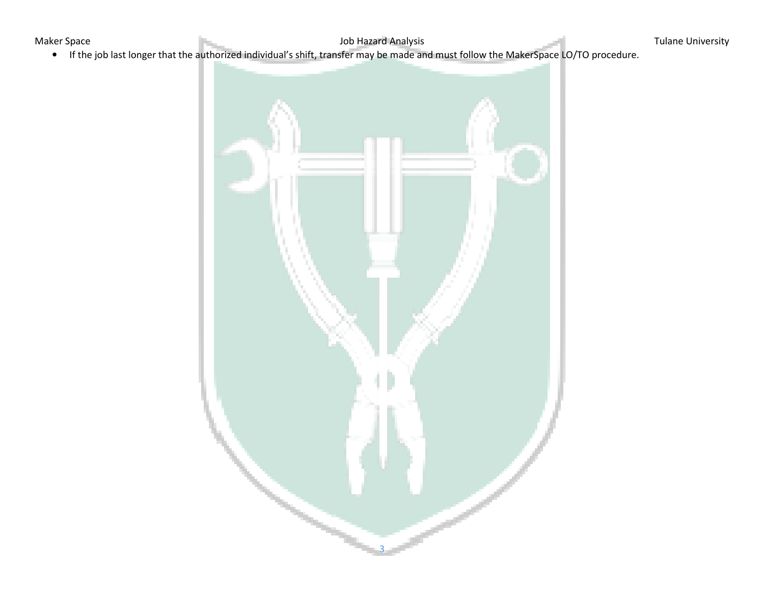- If the job last longer that the authorized individual's shift, transfer may be made and must follow the MakerSpace LO/TO procedure.